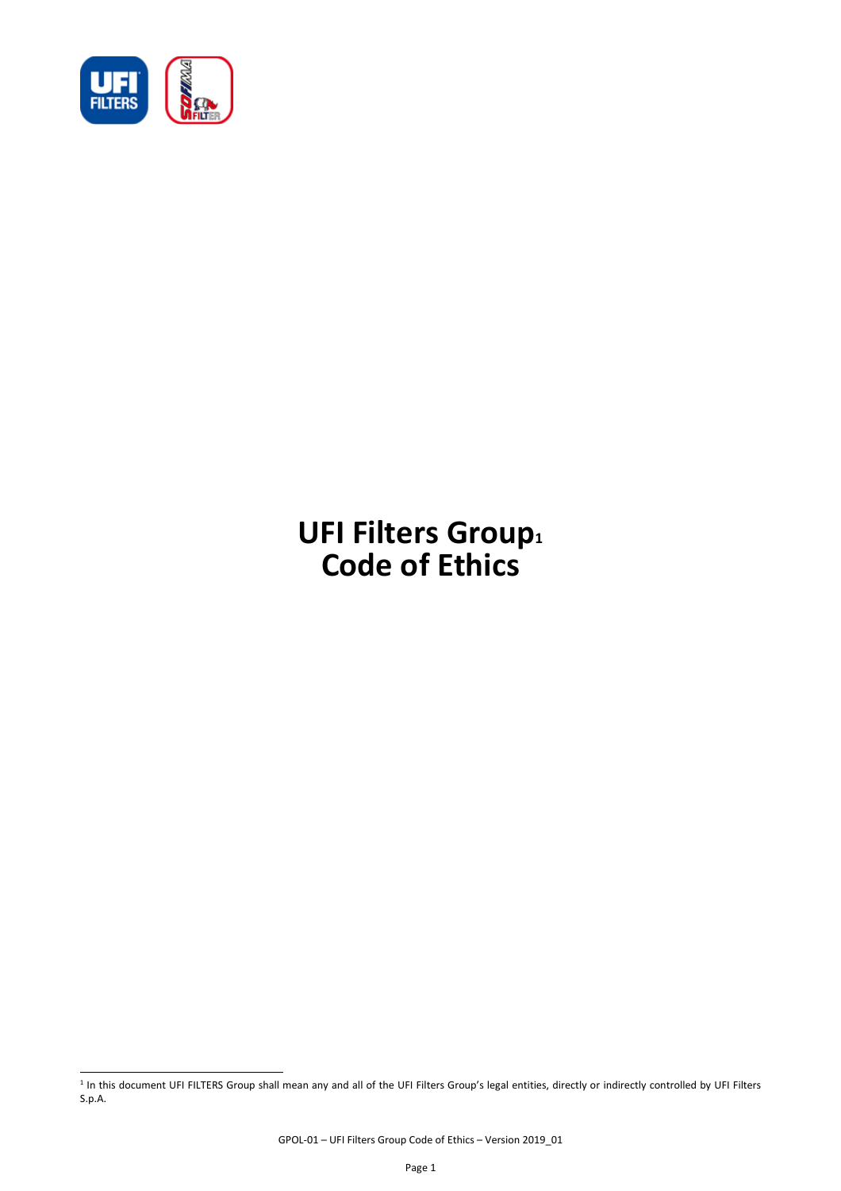# UFI Filters Group[1]
# Code of Ethics

[1] In this document UFI FILTERS Group shall mean any and all of the UFI Filters Group's legal entities, directly or indirectly controlled by UFI Filters S.p.A.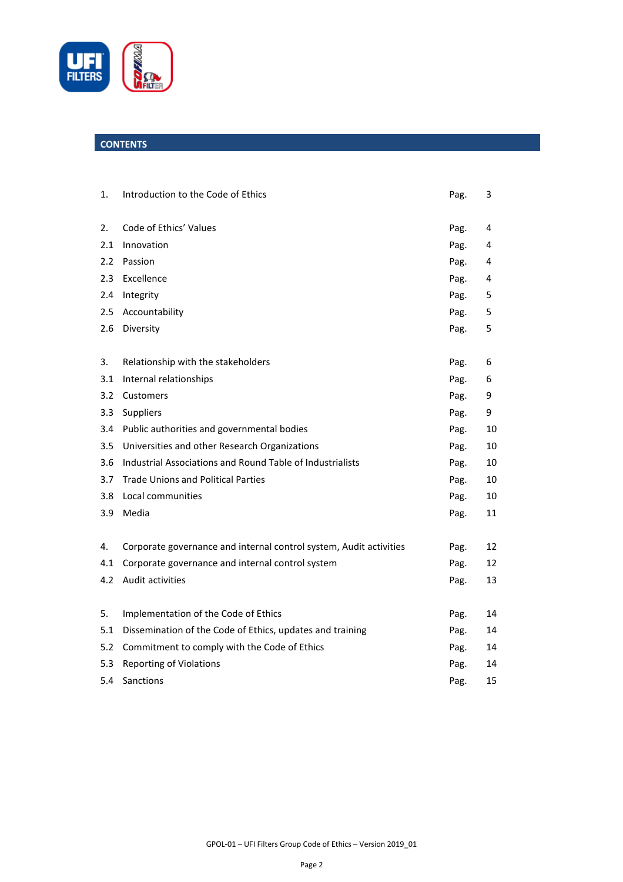## CONTENTS

| | | | |
|---|---|---|---|
| 1. | Introduction to the Code of Ethics | Pag. | 3 |
| 2. | Code of Ethics' Values | Pag. | 4 |
| 2.1 | Innovation | Pag. | 4 |
| 2.2 | Passion | Pag. | 4 |
| 2.3 | Excellence | Pag. | 4 |
| 2.4 | Integrity | Pag. | 5 |
| 2.5 | Accountability | Pag. | 5 |
| 2.6 | Diversity | Pag. | 5 |
| 3. | Relationship with the stakeholders | Pag. | 6 |
| 3.1 | Internal relationships | Pag. | 6 |
| 3.2 | Customers | Pag. | 9 |
| 3.3 | Suppliers | Pag. | 9 |
| 3.4 | Public authorities and governmental bodies | Pag. | 10 |
| 3.5 | Universities and other Research Organizations | Pag. | 10 |
| 3.6 | Industrial Associations and Round Table of Industrialists | Pag. | 10 |
| 3.7 | Trade Unions and Political Parties | Pag. | 10 |
| 3.8 | Local communities | Pag. | 10 |
| 3.9 | Media | Pag. | 11 |
| 4. | Corporate governance and internal control system, Audit activities | Pag. | 12 |
| 4.1 | Corporate governance and internal control system | Pag. | 12 |
| 4.2 | Audit activities | Pag. | 13 |
| 5. | Implementation of the Code of Ethics | Pag. | 14 |
| 5.1 | Dissemination of the Code of Ethics, updates and training | Pag. | 14 |
| 5.2 | Commitment to comply with the Code of Ethics | Pag. | 14 |
| 5.3 | Reporting of Violations | Pag. | 14 |
| 5.4 | Sanctions | Pag. | 15 |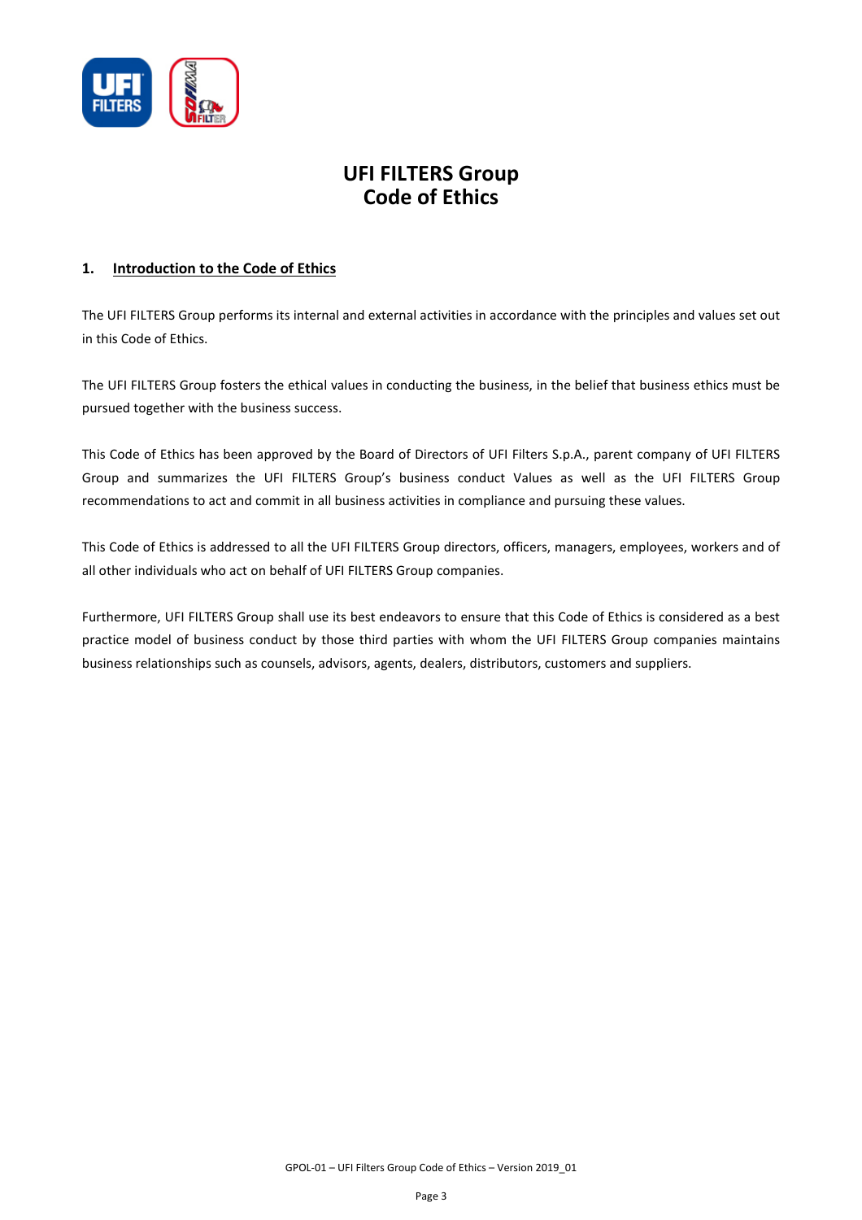# UFI FILTERS Group
# Code of Ethics

## 1. Introduction to the Code of Ethics

The UFI FILTERS Group performs its internal and external activities in accordance with the principles and values set out in this Code of Ethics.

The UFI FILTERS Group fosters the ethical values in conducting the business, in the belief that business ethics must be pursued together with the business success.

This Code of Ethics has been approved by the Board of Directors of UFI Filters S.p.A., parent company of UFI FILTERS Group and summarizes the UFI FILTERS Group's business conduct Values as well as the UFI FILTERS Group recommendations to act and commit in all business activities in compliance and pursuing these values.

This Code of Ethics is addressed to all the UFI FILTERS Group directors, officers, managers, employees, workers and of all other individuals who act on behalf of UFI FILTERS Group companies.

Furthermore, UFI FILTERS Group shall use its best endeavors to ensure that this Code of Ethics is considered as a best practice model of business conduct by those third parties with whom the UFI FILTERS Group companies maintains business relationships such as counsels, advisors, agents, dealers, distributors, customers and suppliers.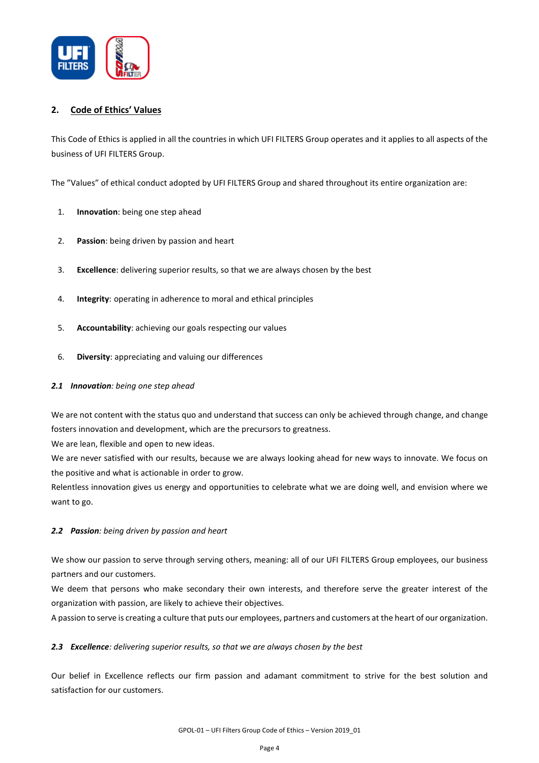## 2. Code of Ethics' Values

This Code of Ethics is applied in all the countries in which UFI FILTERS Group operates and it applies to all aspects of the business of UFI FILTERS Group.

The "Values" of ethical conduct adopted by UFI FILTERS Group and shared throughout its entire organization are:

1. **Innovation**: being one step ahead
2. **Passion**: being driven by passion and heart
3. **Excellence**: delivering superior results, so that we are always chosen by the best
4. **Integrity**: operating in adherence to moral and ethical principles
5. **Accountability**: achieving our goals respecting our values
6. **Diversity**: appreciating and valuing our differences

### *2.1 **Innovation**: being one step ahead*

We are not content with the status quo and understand that success can only be achieved through change, and change fosters innovation and development, which are the precursors to greatness.
We are lean, flexible and open to new ideas.
We are never satisfied with our results, because we are always looking ahead for new ways to innovate. We focus on the positive and what is actionable in order to grow.
Relentless innovation gives us energy and opportunities to celebrate what we are doing well, and envision where we want to go.

### *2.2 **Passion**: being driven by passion and heart*

We show our passion to serve through serving others, meaning: all of our UFI FILTERS Group employees, our business partners and our customers.
We deem that persons who make secondary their own interests, and therefore serve the greater interest of the organization with passion, are likely to achieve their objectives.
A passion to serve is creating a culture that puts our employees, partners and customers at the heart of our organization.

### *2.3 **Excellence**: delivering superior results, so that we are always chosen by the best*

Our belief in Excellence reflects our firm passion and adamant commitment to strive for the best solution and satisfaction for our customers.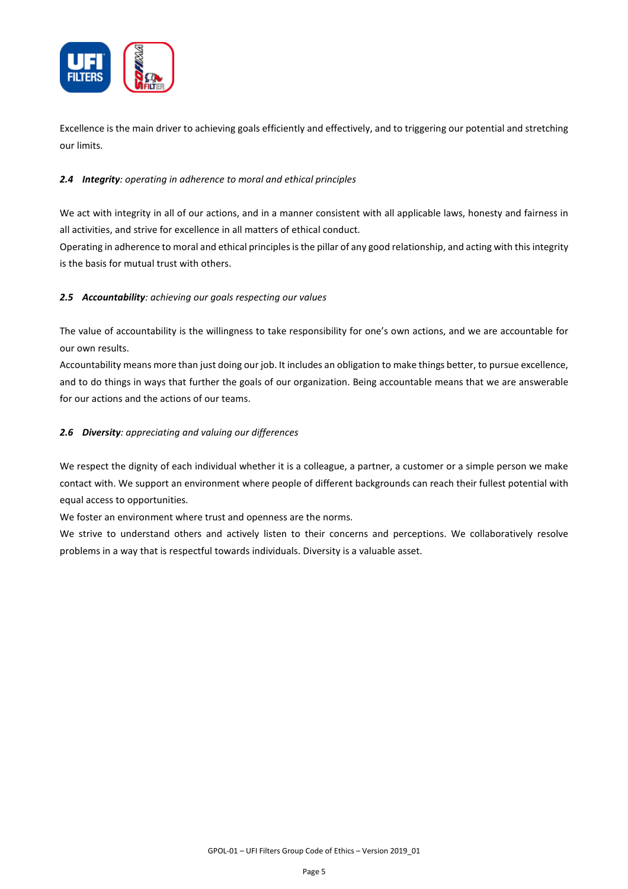Excellence is the main driver to achieving goals efficiently and effectively, and to triggering our potential and stretching our limits.

### *2.4 **Integrity**: operating in adherence to moral and ethical principles*

We act with integrity in all of our actions, and in a manner consistent with all applicable laws, honesty and fairness in all activities, and strive for excellence in all matters of ethical conduct.
Operating in adherence to moral and ethical principles is the pillar of any good relationship, and acting with this integrity is the basis for mutual trust with others.

### *2.5 **Accountability**: achieving our goals respecting our values*

The value of accountability is the willingness to take responsibility for one's own actions, and we are accountable for our own results.
Accountability means more than just doing our job. It includes an obligation to make things better, to pursue excellence, and to do things in ways that further the goals of our organization. Being accountable means that we are answerable for our actions and the actions of our teams.

### *2.6 **Diversity**: appreciating and valuing our differences*

We respect the dignity of each individual whether it is a colleague, a partner, a customer or a simple person we make contact with. We support an environment where people of different backgrounds can reach their fullest potential with equal access to opportunities.
We foster an environment where trust and openness are the norms.
We strive to understand others and actively listen to their concerns and perceptions. We collaboratively resolve problems in a way that is respectful towards individuals. Diversity is a valuable asset.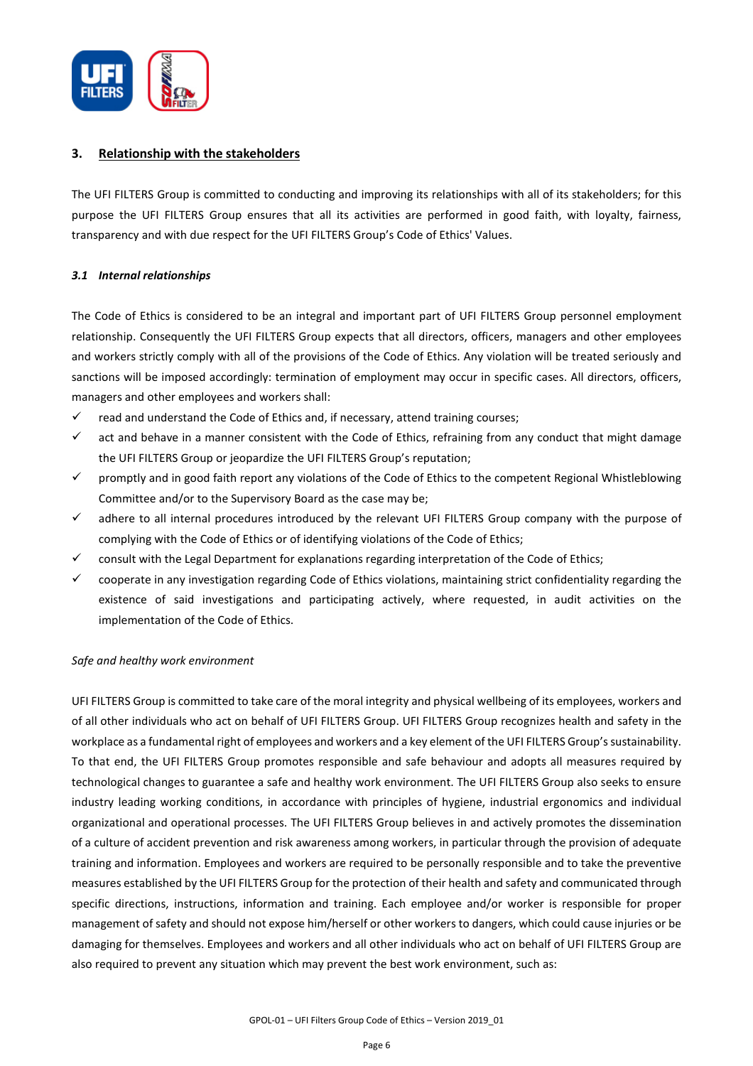## 3. Relationship with the stakeholders

The UFI FILTERS Group is committed to conducting and improving its relationships with all of its stakeholders; for this purpose the UFI FILTERS Group ensures that all its activities are performed in good faith, with loyalty, fairness, transparency and with due respect for the UFI FILTERS Group's Code of Ethics' Values.

### *3.1 Internal relationships*

The Code of Ethics is considered to be an integral and important part of UFI FILTERS Group personnel employment relationship. Consequently the UFI FILTERS Group expects that all directors, officers, managers and other employees and workers strictly comply with all of the provisions of the Code of Ethics. Any violation will be treated seriously and sanctions will be imposed accordingly: termination of employment may occur in specific cases. All directors, officers, managers and other employees and workers shall:

- ✓ read and understand the Code of Ethics and, if necessary, attend training courses;
- ✓ act and behave in a manner consistent with the Code of Ethics, refraining from any conduct that might damage the UFI FILTERS Group or jeopardize the UFI FILTERS Group's reputation;
- ✓ promptly and in good faith report any violations of the Code of Ethics to the competent Regional Whistleblowing Committee and/or to the Supervisory Board as the case may be;
- ✓ adhere to all internal procedures introduced by the relevant UFI FILTERS Group company with the purpose of complying with the Code of Ethics or of identifying violations of the Code of Ethics;
- ✓ consult with the Legal Department for explanations regarding interpretation of the Code of Ethics;
- ✓ cooperate in any investigation regarding Code of Ethics violations, maintaining strict confidentiality regarding the existence of said investigations and participating actively, where requested, in audit activities on the implementation of the Code of Ethics.

*Safe and healthy work environment*

UFI FILTERS Group is committed to take care of the moral integrity and physical wellbeing of its employees, workers and of all other individuals who act on behalf of UFI FILTERS Group. UFI FILTERS Group recognizes health and safety in the workplace as a fundamental right of employees and workers and a key element of the UFI FILTERS Group's sustainability. To that end, the UFI FILTERS Group promotes responsible and safe behaviour and adopts all measures required by technological changes to guarantee a safe and healthy work environment. The UFI FILTERS Group also seeks to ensure industry leading working conditions, in accordance with principles of hygiene, industrial ergonomics and individual organizational and operational processes. The UFI FILTERS Group believes in and actively promotes the dissemination of a culture of accident prevention and risk awareness among workers, in particular through the provision of adequate training and information. Employees and workers are required to be personally responsible and to take the preventive measures established by the UFI FILTERS Group for the protection of their health and safety and communicated through specific directions, instructions, information and training. Each employee and/or worker is responsible for proper management of safety and should not expose him/herself or other workers to dangers, which could cause injuries or be damaging for themselves. Employees and workers and all other individuals who act on behalf of UFI FILTERS Group are also required to prevent any situation which may prevent the best work environment, such as: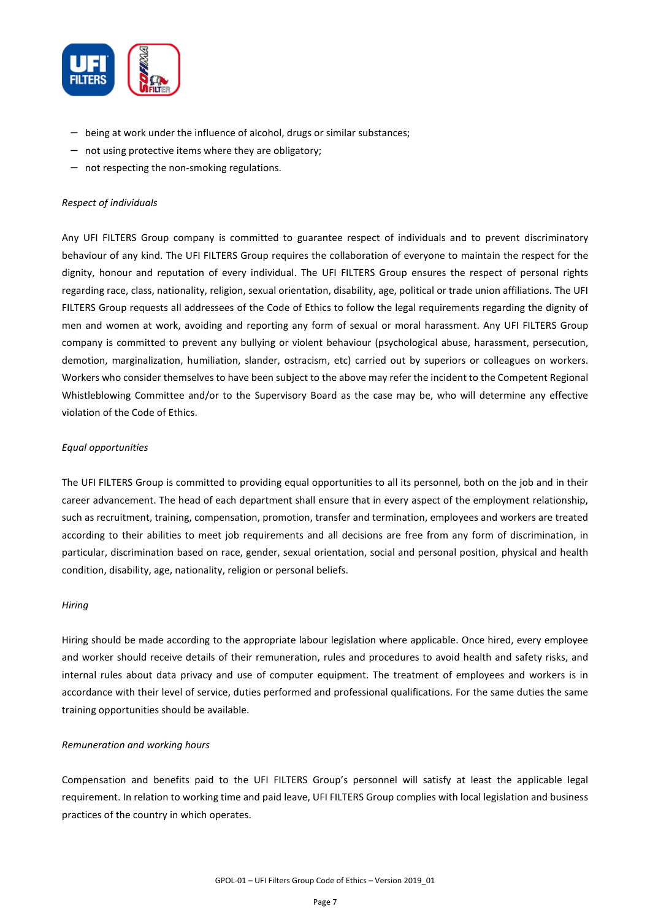- being at work under the influence of alcohol, drugs or similar substances;
- not using protective items where they are obligatory;
- not respecting the non-smoking regulations.

*Respect of individuals*

Any UFI FILTERS Group company is committed to guarantee respect of individuals and to prevent discriminatory behaviour of any kind. The UFI FILTERS Group requires the collaboration of everyone to maintain the respect for the dignity, honour and reputation of every individual. The UFI FILTERS Group ensures the respect of personal rights regarding race, class, nationality, religion, sexual orientation, disability, age, political or trade union affiliations. The UFI FILTERS Group requests all addressees of the Code of Ethics to follow the legal requirements regarding the dignity of men and women at work, avoiding and reporting any form of sexual or moral harassment. Any UFI FILTERS Group company is committed to prevent any bullying or violent behaviour (psychological abuse, harassment, persecution, demotion, marginalization, humiliation, slander, ostracism, etc) carried out by superiors or colleagues on workers. Workers who consider themselves to have been subject to the above may refer the incident to the Competent Regional Whistleblowing Committee and/or to the Supervisory Board as the case may be, who will determine any effective violation of the Code of Ethics.

*Equal opportunities*

The UFI FILTERS Group is committed to providing equal opportunities to all its personnel, both on the job and in their career advancement. The head of each department shall ensure that in every aspect of the employment relationship, such as recruitment, training, compensation, promotion, transfer and termination, employees and workers are treated according to their abilities to meet job requirements and all decisions are free from any form of discrimination, in particular, discrimination based on race, gender, sexual orientation, social and personal position, physical and health condition, disability, age, nationality, religion or personal beliefs.

*Hiring*

Hiring should be made according to the appropriate labour legislation where applicable. Once hired, every employee and worker should receive details of their remuneration, rules and procedures to avoid health and safety risks, and internal rules about data privacy and use of computer equipment. The treatment of employees and workers is in accordance with their level of service, duties performed and professional qualifications. For the same duties the same training opportunities should be available.

*Remuneration and working hours*

Compensation and benefits paid to the UFI FILTERS Group's personnel will satisfy at least the applicable legal requirement. In relation to working time and paid leave, UFI FILTERS Group complies with local legislation and business practices of the country in which operates.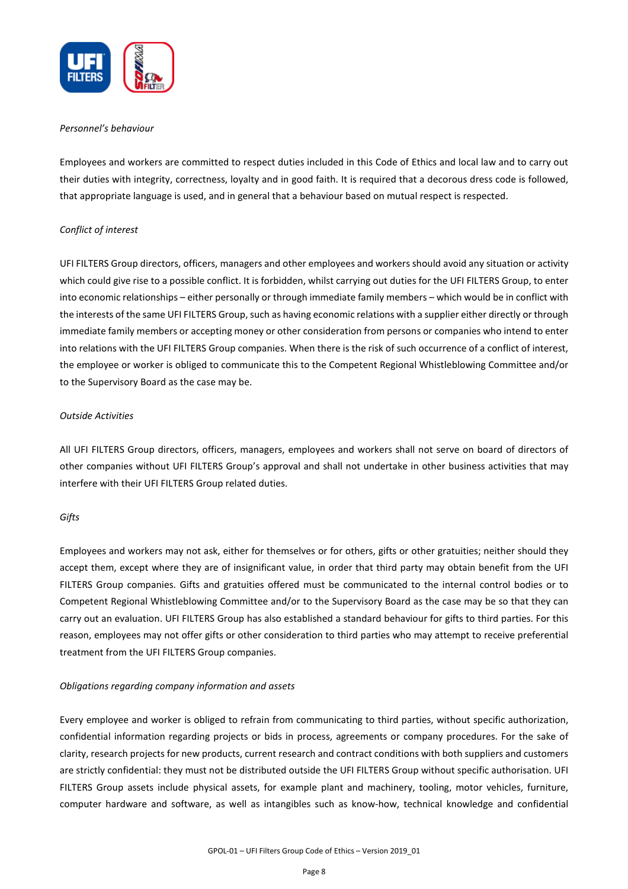*Personnel's behaviour*

Employees and workers are committed to respect duties included in this Code of Ethics and local law and to carry out their duties with integrity, correctness, loyalty and in good faith. It is required that a decorous dress code is followed, that appropriate language is used, and in general that a behaviour based on mutual respect is respected.

*Conflict of interest*

UFI FILTERS Group directors, officers, managers and other employees and workers should avoid any situation or activity which could give rise to a possible conflict. It is forbidden, whilst carrying out duties for the UFI FILTERS Group, to enter into economic relationships – either personally or through immediate family members – which would be in conflict with the interests of the same UFI FILTERS Group, such as having economic relations with a supplier either directly or through immediate family members or accepting money or other consideration from persons or companies who intend to enter into relations with the UFI FILTERS Group companies. When there is the risk of such occurrence of a conflict of interest, the employee or worker is obliged to communicate this to the Competent Regional Whistleblowing Committee and/or to the Supervisory Board as the case may be.

*Outside Activities*

All UFI FILTERS Group directors, officers, managers, employees and workers shall not serve on board of directors of other companies without UFI FILTERS Group's approval and shall not undertake in other business activities that may interfere with their UFI FILTERS Group related duties.

*Gifts*

Employees and workers may not ask, either for themselves or for others, gifts or other gratuities; neither should they accept them, except where they are of insignificant value, in order that third party may obtain benefit from the UFI FILTERS Group companies. Gifts and gratuities offered must be communicated to the internal control bodies or to Competent Regional Whistleblowing Committee and/or to the Supervisory Board as the case may be so that they can carry out an evaluation. UFI FILTERS Group has also established a standard behaviour for gifts to third parties. For this reason, employees may not offer gifts or other consideration to third parties who may attempt to receive preferential treatment from the UFI FILTERS Group companies.

*Obligations regarding company information and assets*

Every employee and worker is obliged to refrain from communicating to third parties, without specific authorization, confidential information regarding projects or bids in process, agreements or company procedures. For the sake of clarity, research projects for new products, current research and contract conditions with both suppliers and customers are strictly confidential: they must not be distributed outside the UFI FILTERS Group without specific authorisation. UFI FILTERS Group assets include physical assets, for example plant and machinery, tooling, motor vehicles, furniture, computer hardware and software, as well as intangibles such as know-how, technical knowledge and confidential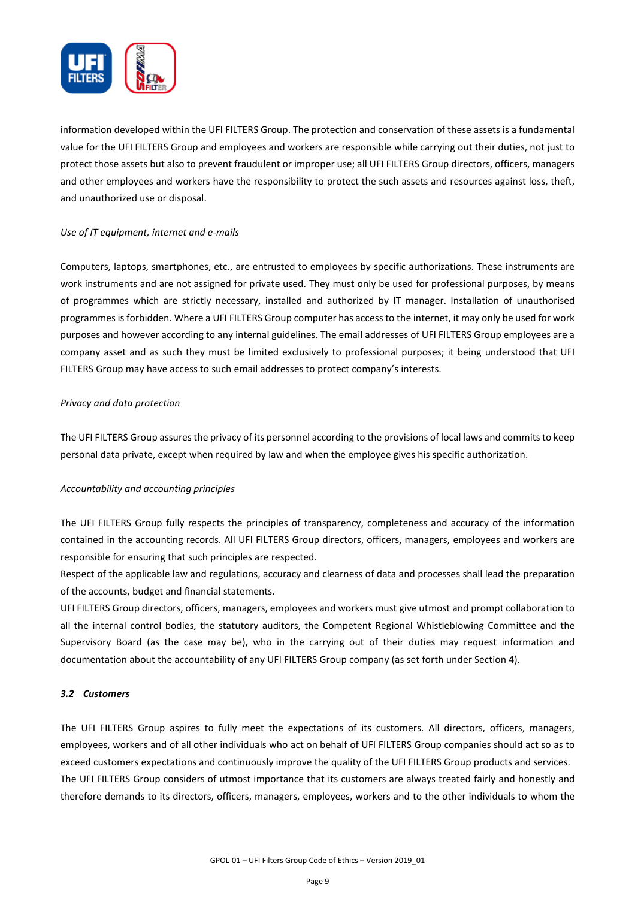information developed within the UFI FILTERS Group. The protection and conservation of these assets is a fundamental value for the UFI FILTERS Group and employees and workers are responsible while carrying out their duties, not just to protect those assets but also to prevent fraudulent or improper use; all UFI FILTERS Group directors, officers, managers and other employees and workers have the responsibility to protect the such assets and resources against loss, theft, and unauthorized use or disposal.

*Use of IT equipment, internet and e-mails*

Computers, laptops, smartphones, etc., are entrusted to employees by specific authorizations. These instruments are work instruments and are not assigned for private used. They must only be used for professional purposes, by means of programmes which are strictly necessary, installed and authorized by IT manager. Installation of unauthorised programmes is forbidden. Where a UFI FILTERS Group computer has access to the internet, it may only be used for work purposes and however according to any internal guidelines. The email addresses of UFI FILTERS Group employees are a company asset and as such they must be limited exclusively to professional purposes; it being understood that UFI FILTERS Group may have access to such email addresses to protect company's interests.

*Privacy and data protection*

The UFI FILTERS Group assures the privacy of its personnel according to the provisions of local laws and commits to keep personal data private, except when required by law and when the employee gives his specific authorization.

*Accountability and accounting principles*

The UFI FILTERS Group fully respects the principles of transparency, completeness and accuracy of the information contained in the accounting records. All UFI FILTERS Group directors, officers, managers, employees and workers are responsible for ensuring that such principles are respected.
Respect of the applicable law and regulations, accuracy and clearness of data and processes shall lead the preparation of the accounts, budget and financial statements.
UFI FILTERS Group directors, officers, managers, employees and workers must give utmost and prompt collaboration to all the internal control bodies, the statutory auditors, the Competent Regional Whistleblowing Committee and the Supervisory Board (as the case may be), who in the carrying out of their duties may request information and documentation about the accountability of any UFI FILTERS Group company (as set forth under Section 4).

### *3.2 Customers*

The UFI FILTERS Group aspires to fully meet the expectations of its customers. All directors, officers, managers, employees, workers and of all other individuals who act on behalf of UFI FILTERS Group companies should act so as to exceed customers expectations and continuously improve the quality of the UFI FILTERS Group products and services.
The UFI FILTERS Group considers of utmost importance that its customers are always treated fairly and honestly and therefore demands to its directors, officers, managers, employees, workers and to the other individuals to whom the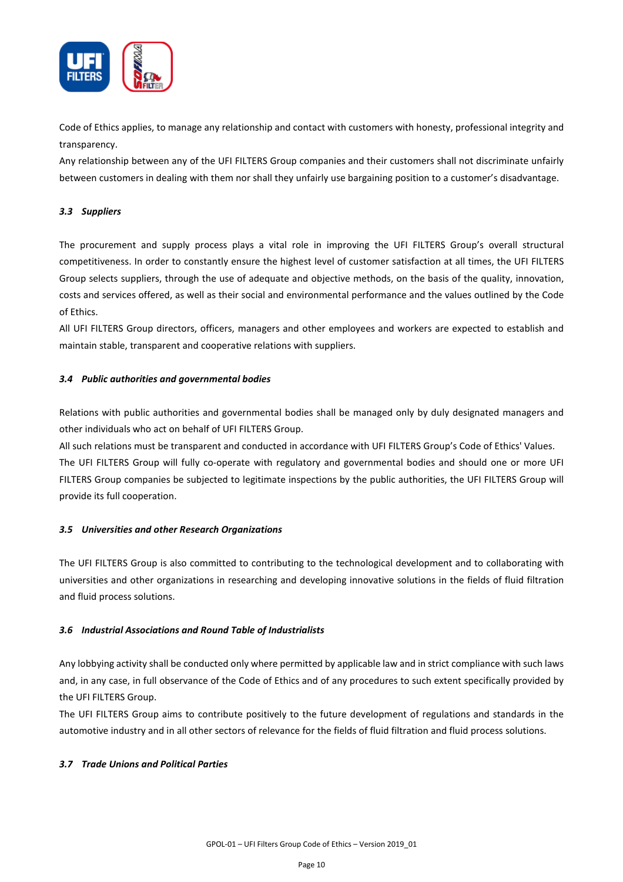Code of Ethics applies, to manage any relationship and contact with customers with honesty, professional integrity and transparency.

Any relationship between any of the UFI FILTERS Group companies and their customers shall not discriminate unfairly between customers in dealing with them nor shall they unfairly use bargaining position to a customer's disadvantage.

### *3.3 Suppliers*

The procurement and supply process plays a vital role in improving the UFI FILTERS Group's overall structural competitiveness. In order to constantly ensure the highest level of customer satisfaction at all times, the UFI FILTERS Group selects suppliers, through the use of adequate and objective methods, on the basis of the quality, innovation, costs and services offered, as well as their social and environmental performance and the values outlined by the Code of Ethics.

All UFI FILTERS Group directors, officers, managers and other employees and workers are expected to establish and maintain stable, transparent and cooperative relations with suppliers.

### *3.4 Public authorities and governmental bodies*

Relations with public authorities and governmental bodies shall be managed only by duly designated managers and other individuals who act on behalf of UFI FILTERS Group.

All such relations must be transparent and conducted in accordance with UFI FILTERS Group's Code of Ethics' Values.

The UFI FILTERS Group will fully co-operate with regulatory and governmental bodies and should one or more UFI FILTERS Group companies be subjected to legitimate inspections by the public authorities, the UFI FILTERS Group will provide its full cooperation.

### *3.5 Universities and other Research Organizations*

The UFI FILTERS Group is also committed to contributing to the technological development and to collaborating with universities and other organizations in researching and developing innovative solutions in the fields of fluid filtration and fluid process solutions.

### *3.6 Industrial Associations and Round Table of Industrialists*

Any lobbying activity shall be conducted only where permitted by applicable law and in strict compliance with such laws and, in any case, in full observance of the Code of Ethics and of any procedures to such extent specifically provided by the UFI FILTERS Group.

The UFI FILTERS Group aims to contribute positively to the future development of regulations and standards in the automotive industry and in all other sectors of relevance for the fields of fluid filtration and fluid process solutions.

### *3.7 Trade Unions and Political Parties*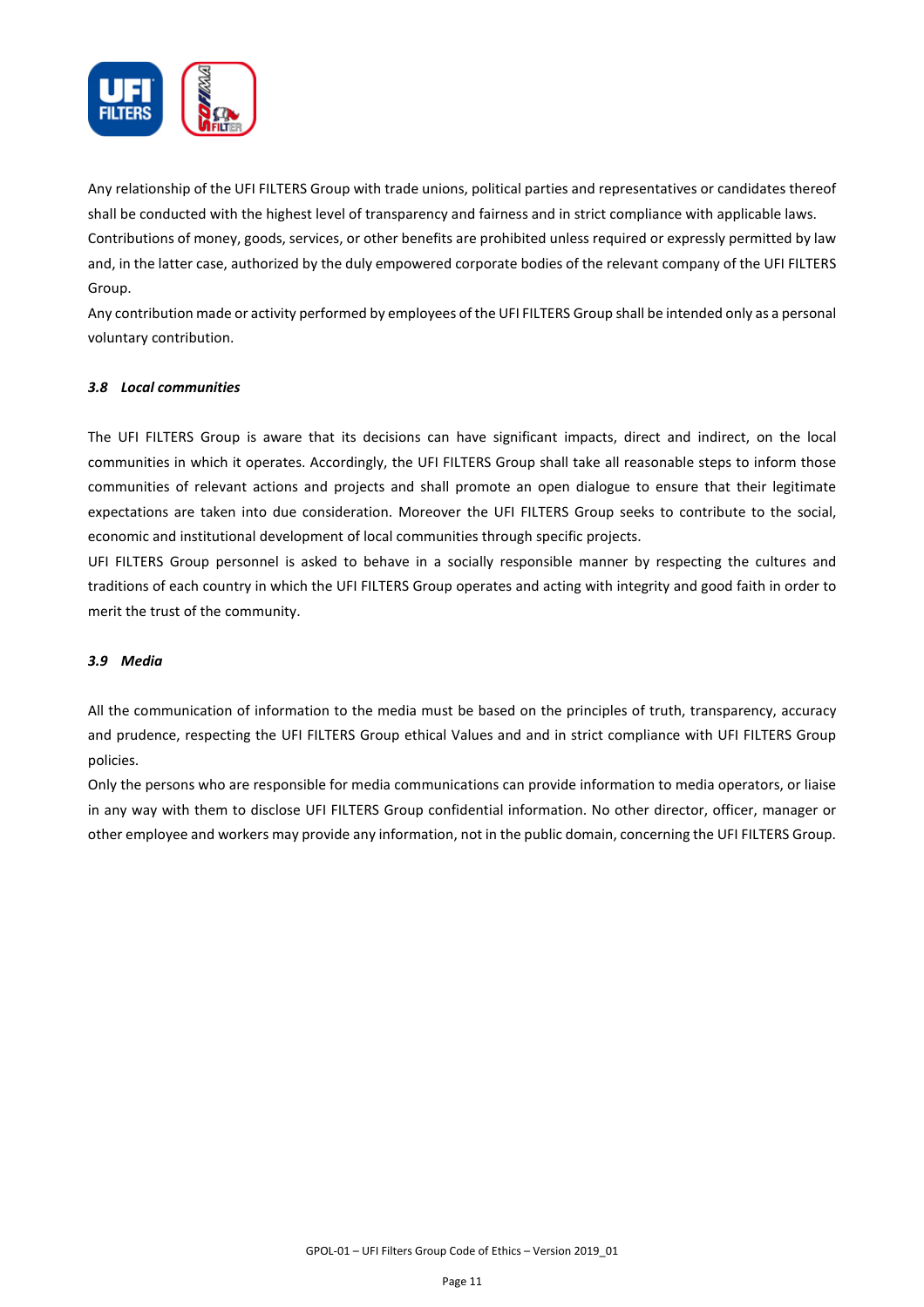Any relationship of the UFI FILTERS Group with trade unions, political parties and representatives or candidates thereof shall be conducted with the highest level of transparency and fairness and in strict compliance with applicable laws.
Contributions of money, goods, services, or other benefits are prohibited unless required or expressly permitted by law and, in the latter case, authorized by the duly empowered corporate bodies of the relevant company of the UFI FILTERS Group.
Any contribution made or activity performed by employees of the UFI FILTERS Group shall be intended only as a personal voluntary contribution.

### *3.8 Local communities*

The UFI FILTERS Group is aware that its decisions can have significant impacts, direct and indirect, on the local communities in which it operates. Accordingly, the UFI FILTERS Group shall take all reasonable steps to inform those communities of relevant actions and projects and shall promote an open dialogue to ensure that their legitimate expectations are taken into due consideration. Moreover the UFI FILTERS Group seeks to contribute to the social, economic and institutional development of local communities through specific projects.
UFI FILTERS Group personnel is asked to behave in a socially responsible manner by respecting the cultures and traditions of each country in which the UFI FILTERS Group operates and acting with integrity and good faith in order to merit the trust of the community.

### *3.9 Media*

All the communication of information to the media must be based on the principles of truth, transparency, accuracy and prudence, respecting the UFI FILTERS Group ethical Values and and in strict compliance with UFI FILTERS Group policies.
Only the persons who are responsible for media communications can provide information to media operators, or liaise in any way with them to disclose UFI FILTERS Group confidential information. No other director, officer, manager or other employee and workers may provide any information, not in the public domain, concerning the UFI FILTERS Group.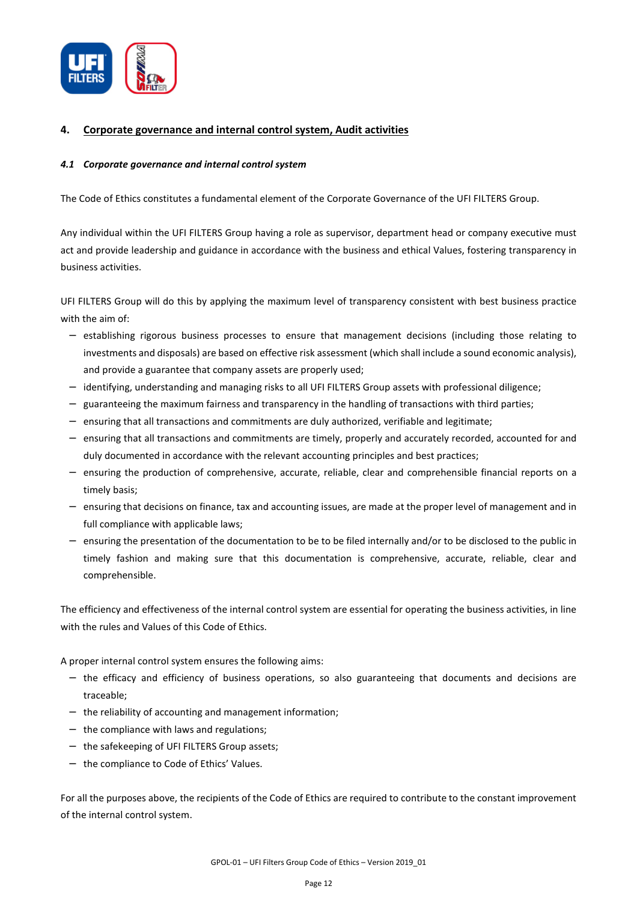## 4. Corporate governance and internal control system, Audit activities

### *4.1 Corporate governance and internal control system*

The Code of Ethics constitutes a fundamental element of the Corporate Governance of the UFI FILTERS Group.

Any individual within the UFI FILTERS Group having a role as supervisor, department head or company executive must act and provide leadership and guidance in accordance with the business and ethical Values, fostering transparency in business activities.

UFI FILTERS Group will do this by applying the maximum level of transparency consistent with best business practice with the aim of:

- establishing rigorous business processes to ensure that management decisions (including those relating to investments and disposals) are based on effective risk assessment (which shall include a sound economic analysis), and provide a guarantee that company assets are properly used;
- identifying, understanding and managing risks to all UFI FILTERS Group assets with professional diligence;
- guaranteeing the maximum fairness and transparency in the handling of transactions with third parties;
- ensuring that all transactions and commitments are duly authorized, verifiable and legitimate;
- ensuring that all transactions and commitments are timely, properly and accurately recorded, accounted for and duly documented in accordance with the relevant accounting principles and best practices;
- ensuring the production of comprehensive, accurate, reliable, clear and comprehensible financial reports on a timely basis;
- ensuring that decisions on finance, tax and accounting issues, are made at the proper level of management and in full compliance with applicable laws;
- ensuring the presentation of the documentation to be to be filed internally and/or to be disclosed to the public in timely fashion and making sure that this documentation is comprehensive, accurate, reliable, clear and comprehensible.

The efficiency and effectiveness of the internal control system are essential for operating the business activities, in line with the rules and Values of this Code of Ethics.

A proper internal control system ensures the following aims:

- the efficacy and efficiency of business operations, so also guaranteeing that documents and decisions are traceable;
- the reliability of accounting and management information;
- the compliance with laws and regulations;
- the safekeeping of UFI FILTERS Group assets;
- the compliance to Code of Ethics' Values.

For all the purposes above, the recipients of the Code of Ethics are required to contribute to the constant improvement of the internal control system.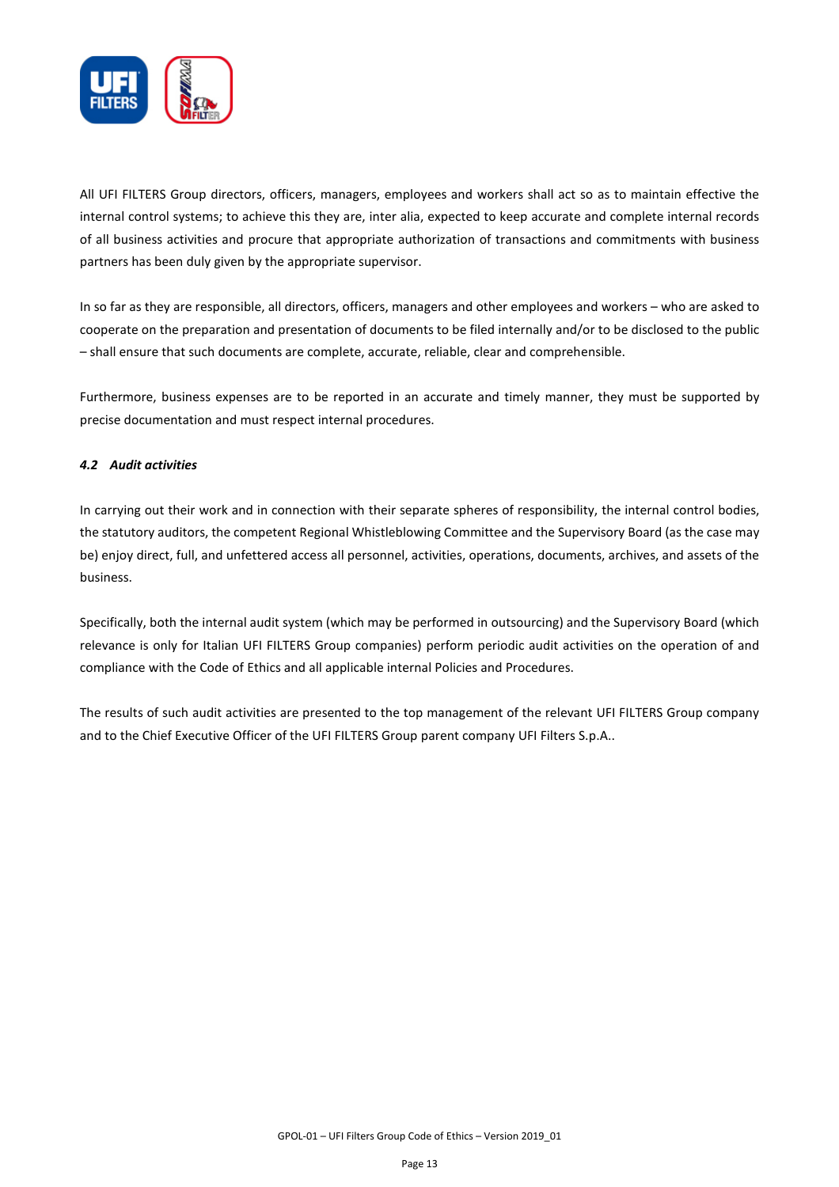All UFI FILTERS Group directors, officers, managers, employees and workers shall act so as to maintain effective the internal control systems; to achieve this they are, inter alia, expected to keep accurate and complete internal records of all business activities and procure that appropriate authorization of transactions and commitments with business partners has been duly given by the appropriate supervisor.

In so far as they are responsible, all directors, officers, managers and other employees and workers – who are asked to cooperate on the preparation and presentation of documents to be filed internally and/or to be disclosed to the public – shall ensure that such documents are complete, accurate, reliable, clear and comprehensible.

Furthermore, business expenses are to be reported in an accurate and timely manner, they must be supported by precise documentation and must respect internal procedures.

#### *4.2 Audit activities*

In carrying out their work and in connection with their separate spheres of responsibility, the internal control bodies, the statutory auditors, the competent Regional Whistleblowing Committee and the Supervisory Board (as the case may be) enjoy direct, full, and unfettered access all personnel, activities, operations, documents, archives, and assets of the business.

Specifically, both the internal audit system (which may be performed in outsourcing) and the Supervisory Board (which relevance is only for Italian UFI FILTERS Group companies) perform periodic audit activities on the operation of and compliance with the Code of Ethics and all applicable internal Policies and Procedures.

The results of such audit activities are presented to the top management of the relevant UFI FILTERS Group company and to the Chief Executive Officer of the UFI FILTERS Group parent company UFI Filters S.p.A..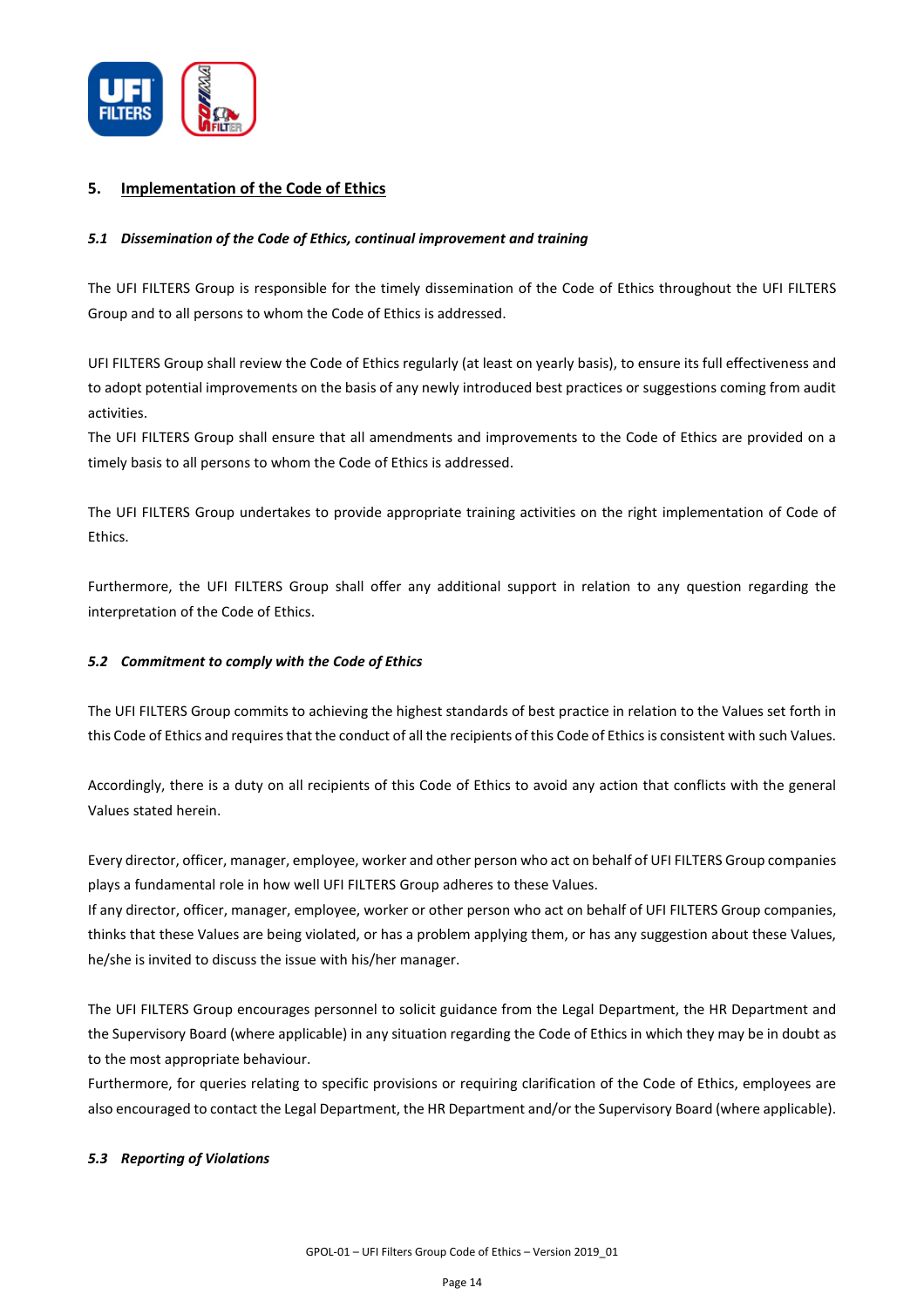## 5. Implementation of the Code of Ethics

### *5.1 Dissemination of the Code of Ethics, continual improvement and training*

The UFI FILTERS Group is responsible for the timely dissemination of the Code of Ethics throughout the UFI FILTERS Group and to all persons to whom the Code of Ethics is addressed.

UFI FILTERS Group shall review the Code of Ethics regularly (at least on yearly basis), to ensure its full effectiveness and to adopt potential improvements on the basis of any newly introduced best practices or suggestions coming from audit activities.
The UFI FILTERS Group shall ensure that all amendments and improvements to the Code of Ethics are provided on a timely basis to all persons to whom the Code of Ethics is addressed.

The UFI FILTERS Group undertakes to provide appropriate training activities on the right implementation of Code of Ethics.

Furthermore, the UFI FILTERS Group shall offer any additional support in relation to any question regarding the interpretation of the Code of Ethics.

### *5.2 Commitment to comply with the Code of Ethics*

The UFI FILTERS Group commits to achieving the highest standards of best practice in relation to the Values set forth in this Code of Ethics and requires that the conduct of all the recipients of this Code of Ethics is consistent with such Values.

Accordingly, there is a duty on all recipients of this Code of Ethics to avoid any action that conflicts with the general Values stated herein.

Every director, officer, manager, employee, worker and other person who act on behalf of UFI FILTERS Group companies plays a fundamental role in how well UFI FILTERS Group adheres to these Values.
If any director, officer, manager, employee, worker or other person who act on behalf of UFI FILTERS Group companies, thinks that these Values are being violated, or has a problem applying them, or has any suggestion about these Values, he/she is invited to discuss the issue with his/her manager.

The UFI FILTERS Group encourages personnel to solicit guidance from the Legal Department, the HR Department and the Supervisory Board (where applicable) in any situation regarding the Code of Ethics in which they may be in doubt as to the most appropriate behaviour.
Furthermore, for queries relating to specific provisions or requiring clarification of the Code of Ethics, employees are also encouraged to contact the Legal Department, the HR Department and/or the Supervisory Board (where applicable).

### *5.3 Reporting of Violations*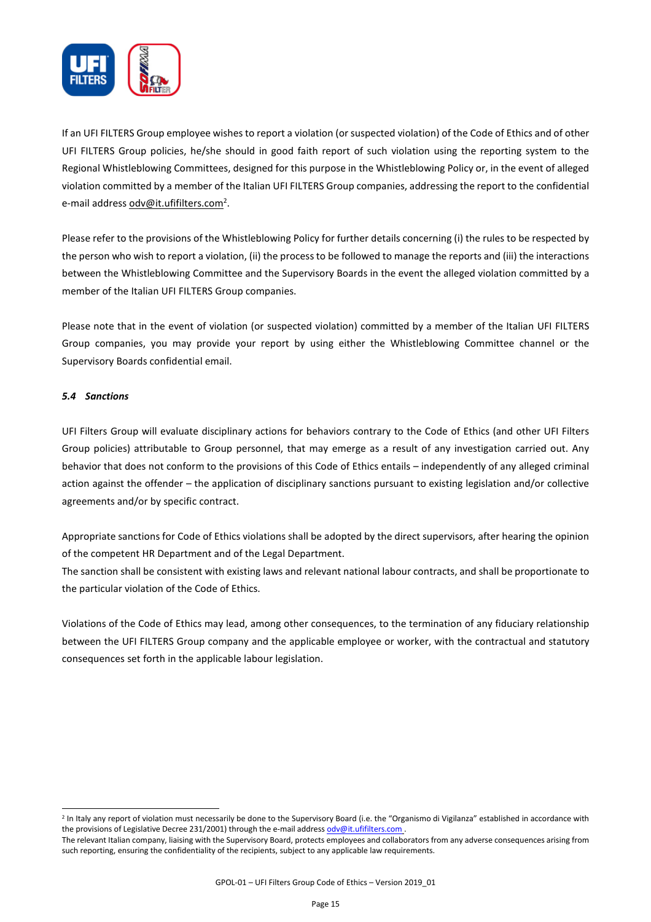If an UFI FILTERS Group employee wishes to report a violation (or suspected violation) of the Code of Ethics and of other UFI FILTERS Group policies, he/she should in good faith report of such violation using the reporting system to the Regional Whistleblowing Committees, designed for this purpose in the Whistleblowing Policy or, in the event of alleged violation committed by a member of the Italian UFI FILTERS Group companies, addressing the report to the confidential e-mail address odv@it.ufifilters.com[2].

Please refer to the provisions of the Whistleblowing Policy for further details concerning (i) the rules to be respected by the person who wish to report a violation, (ii) the process to be followed to manage the reports and (iii) the interactions between the Whistleblowing Committee and the Supervisory Boards in the event the alleged violation committed by a member of the Italian UFI FILTERS Group companies.

Please note that in the event of violation (or suspected violation) committed by a member of the Italian UFI FILTERS Group companies, you may provide your report by using either the Whistleblowing Committee channel or the Supervisory Boards confidential email.

### *5.4 Sanctions*

UFI Filters Group will evaluate disciplinary actions for behaviors contrary to the Code of Ethics (and other UFI Filters Group policies) attributable to Group personnel, that may emerge as a result of any investigation carried out. Any behavior that does not conform to the provisions of this Code of Ethics entails – independently of any alleged criminal action against the offender – the application of disciplinary sanctions pursuant to existing legislation and/or collective agreements and/or by specific contract.

Appropriate sanctions for Code of Ethics violations shall be adopted by the direct supervisors, after hearing the opinion of the competent HR Department and of the Legal Department.
The sanction shall be consistent with existing laws and relevant national labour contracts, and shall be proportionate to the particular violation of the Code of Ethics.

Violations of the Code of Ethics may lead, among other consequences, to the termination of any fiduciary relationship between the UFI FILTERS Group company and the applicable employee or worker, with the contractual and statutory consequences set forth in the applicable labour legislation.

---

[2] In Italy any report of violation must necessarily be done to the Supervisory Board (i.e. the "Organismo di Vigilanza" established in accordance with the provisions of Legislative Decree 231/2001) through the e-mail address odv@it.ufifilters.com .
The relevant Italian company, liaising with the Supervisory Board, protects employees and collaborators from any adverse consequences arising from such reporting, ensuring the confidentiality of the recipients, subject to any applicable law requirements.